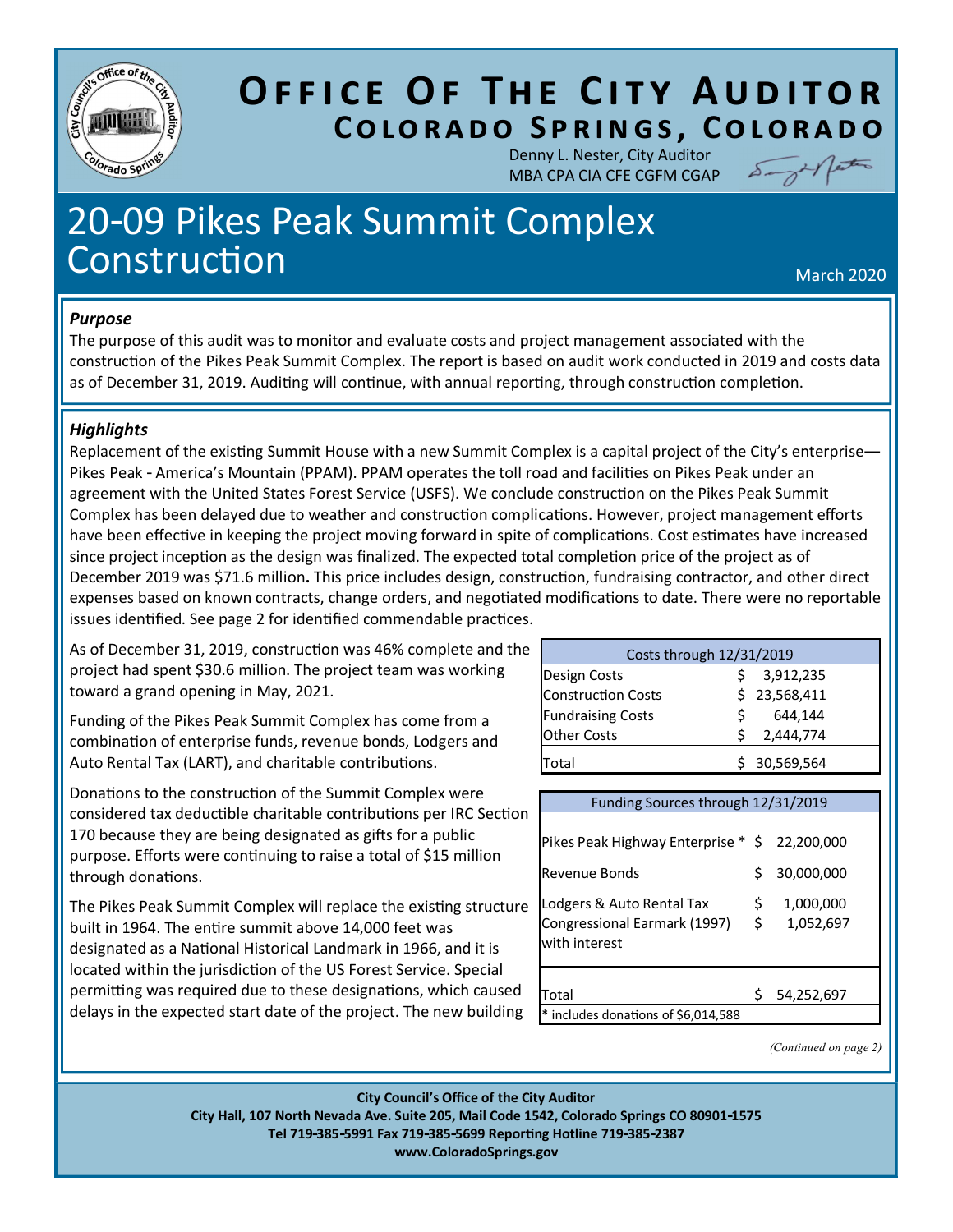# Office Of The City Auditor

## Colorado Springs, Colorado

Denny L. Nester, City Auditor
MBA CPA CIA CFE CGFM CGAP

# 20-09 Pikes Peak Summit Complex Construction

March 2020

### *Purpose*

The purpose of this audit was to monitor and evaluate costs and project management associated with the construction of the Pikes Peak Summit Complex. The report is based on audit work conducted in 2019 and costs data as of December 31, 2019. Auditing will continue, with annual reporting, through construction completion.

### *Highlights*

Replacement of the existing Summit House with a new Summit Complex is a capital project of the City's enterprise—Pikes Peak - America's Mountain (PPAM). PPAM operates the toll road and facilities on Pikes Peak under an agreement with the United States Forest Service (USFS). We conclude construction on the Pikes Peak Summit Complex has been delayed due to weather and construction complications. However, project management efforts have been effective in keeping the project moving forward in spite of complications. Cost estimates have increased since project inception as the design was finalized. The expected total completion price of the project as of December 2019 was $71.6 million**.** This price includes design, construction, fundraising contractor, and other direct expenses based on known contracts, change orders, and negotiated modifications to date. There were no reportable issues identified. See page 2 for identified commendable practices.

As of December 31, 2019, construction was 46% complete and the project had spent $30.6 million. The project team was working toward a grand opening in May, 2021.

Funding of the Pikes Peak Summit Complex has come from a combination of enterprise funds, revenue bonds, Lodgers and Auto Rental Tax (LART), and charitable contributions.

Donations to the construction of the Summit Complex were considered tax deductible charitable contributions per IRC Section 170 because they are being designated as gifts for a public purpose. Efforts were continuing to raise a total of $15 million through donations.

The Pikes Peak Summit Complex will replace the existing structure built in 1964. The entire summit above 14,000 feet was designated as a National Historical Landmark in 1966, and it is located within the jurisdiction of the US Forest Service. Special permitting was required due to these designations, which caused delays in the expected start date of the project. The new building

| Costs through 12/31/2019 | |
|---|---|
| Design Costs | $ 3,912,235 |
| Construction Costs | $ 23,568,411 |
| Fundraising Costs | $ 644,144 |
| Other Costs | $ 2,444,774 |
| Total | $ 30,569,564 |

| Funding Sources through 12/31/2019 | |
|---|---|
| Pikes Peak Highway Enterprise * | $ 22,200,000 |
| Revenue Bonds | $ 30,000,000 |
| Lodgers & Auto Rental Tax | $ 1,000,000 |
| Congressional Earmark (1997) with interest | $ 1,052,697 |
| Total | $ 54,252,697 |

\* includes donations of $6,014,588

*(Continued on page 2)*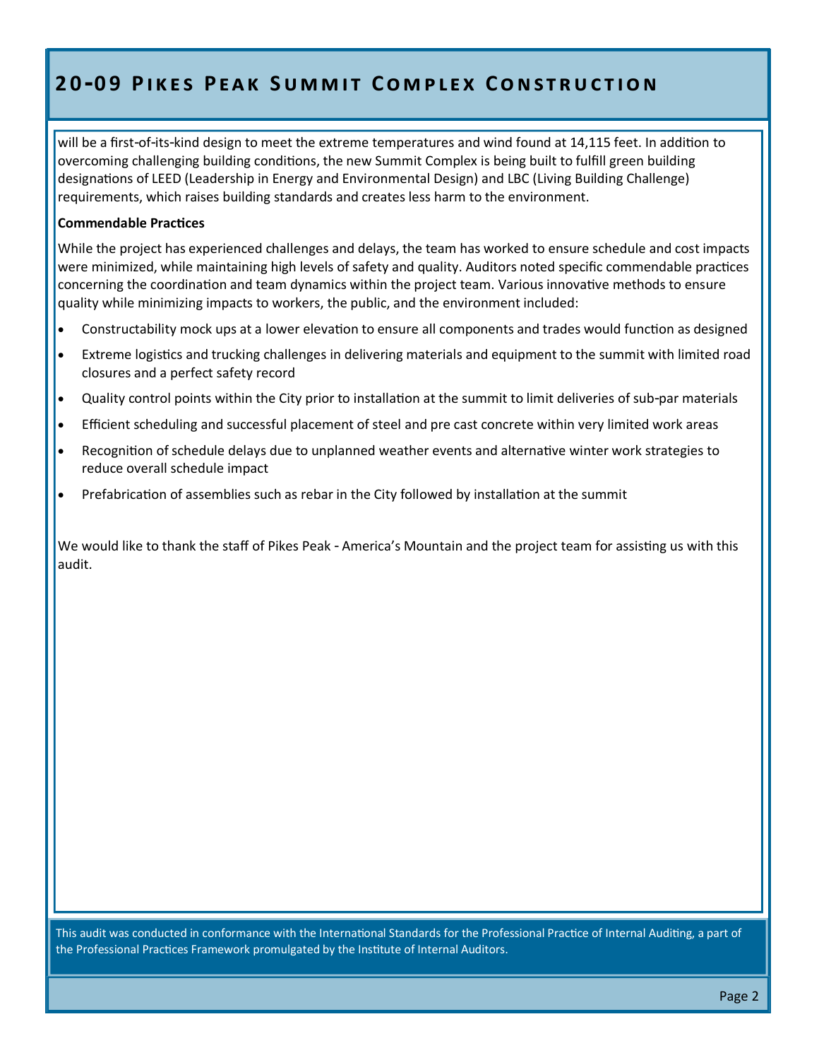will be a first-of-its-kind design to meet the extreme temperatures and wind found at 14,115 feet. In addition to overcoming challenging building conditions, the new Summit Complex is being built to fulfill green building designations of LEED (Leadership in Energy and Environmental Design) and LBC (Living Building Challenge) requirements, which raises building standards and creates less harm to the environment.

**Commendable Practices**

While the project has experienced challenges and delays, the team has worked to ensure schedule and cost impacts were minimized, while maintaining high levels of safety and quality. Auditors noted specific commendable practices concerning the coordination and team dynamics within the project team. Various innovative methods to ensure quality while minimizing impacts to workers, the public, and the environment included:

- Constructability mock ups at a lower elevation to ensure all components and trades would function as designed
- Extreme logistics and trucking challenges in delivering materials and equipment to the summit with limited road closures and a perfect safety record
- Quality control points within the City prior to installation at the summit to limit deliveries of sub-par materials
- Efficient scheduling and successful placement of steel and pre cast concrete within very limited work areas
- Recognition of schedule delays due to unplanned weather events and alternative winter work strategies to reduce overall schedule impact
- Prefabrication of assemblies such as rebar in the City followed by installation at the summit

We would like to thank the staff of Pikes Peak - America's Mountain and the project team for assisting us with this audit.

This audit was conducted in conformance with the International Standards for the Professional Practice of Internal Auditing, a part of the Professional Practices Framework promulgated by the Institute of Internal Auditors.